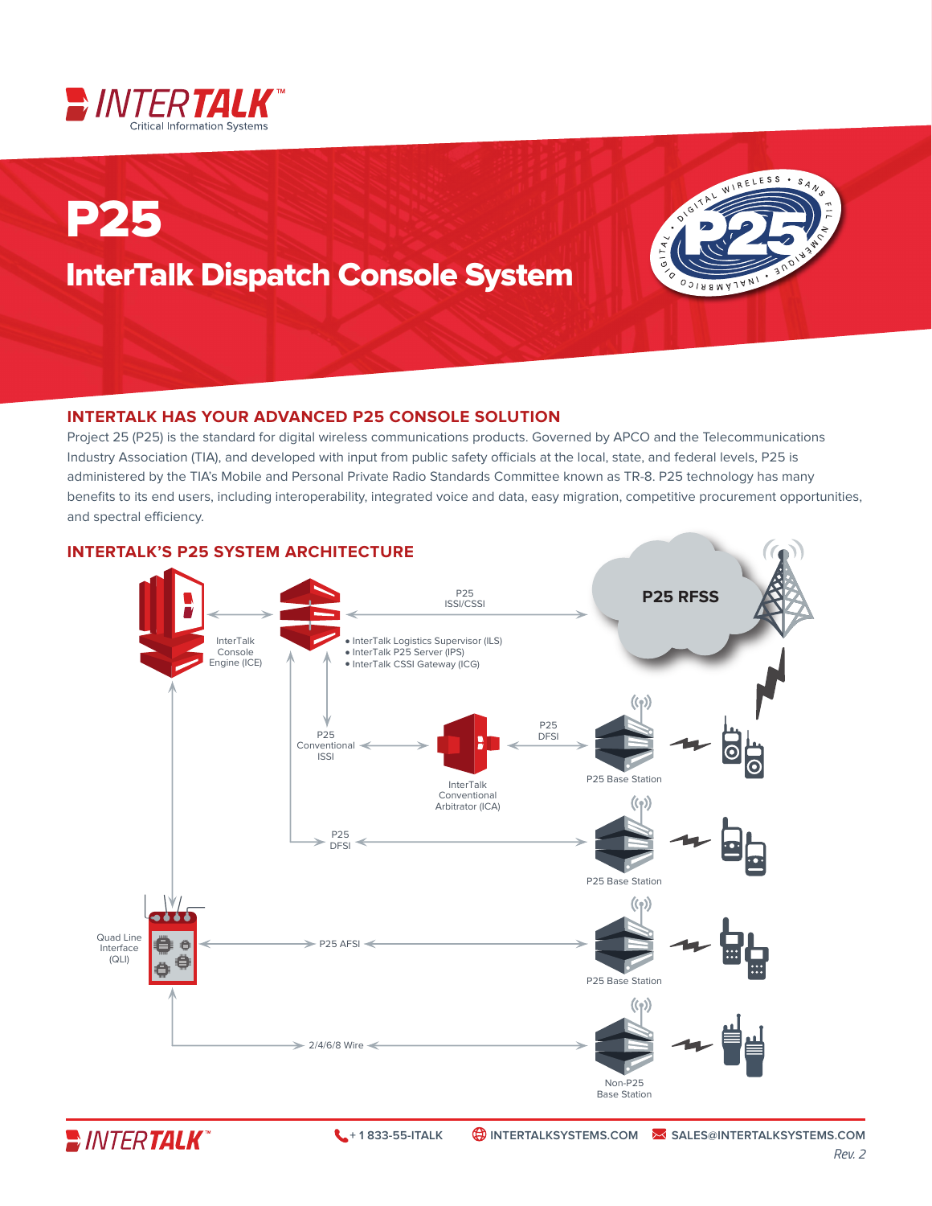# P25

## InterTalk Dispatch Console System

### INTERTALK HAS YOUR ADVANCED P25 CONSOLE SOLUTION

Project 25 (P25) is the standard for digital wireless communications products. Governed by APCO and the Telecommunications Industry Association (TIA), and developed with input from public safety officials at the local, state, and federal levels, P25 is administered by the TIA's Mobile and Personal Private Radio Standards Committee known as TR-8. P25 technology has many benefits to its end users, including interoperability, integrated voice and data, easy migration, competitive procurement opportunities, and spectral efficiency.

### INTERTALK'S P25 SYSTEM ARCHITECTURE

InterTalk Console Engine (ICE)

P25 ISSI/CSSI

P25 RFSS

- InterTalk Logistics Supervisor (ILS)
- InterTalk P25 Server (IPS)
- InterTalk CSSI Gateway (ICG)

P25 Conventional ISSI

InterTalk Conventional Arbitrator (ICA)

P25 DFSI

P25 Base Station

P25 DFSI

P25 Base Station

Quad Line Interface (QLI)

P25 AFSI

P25 Base Station

2/4/6/8 Wire

Non-P25 Base Station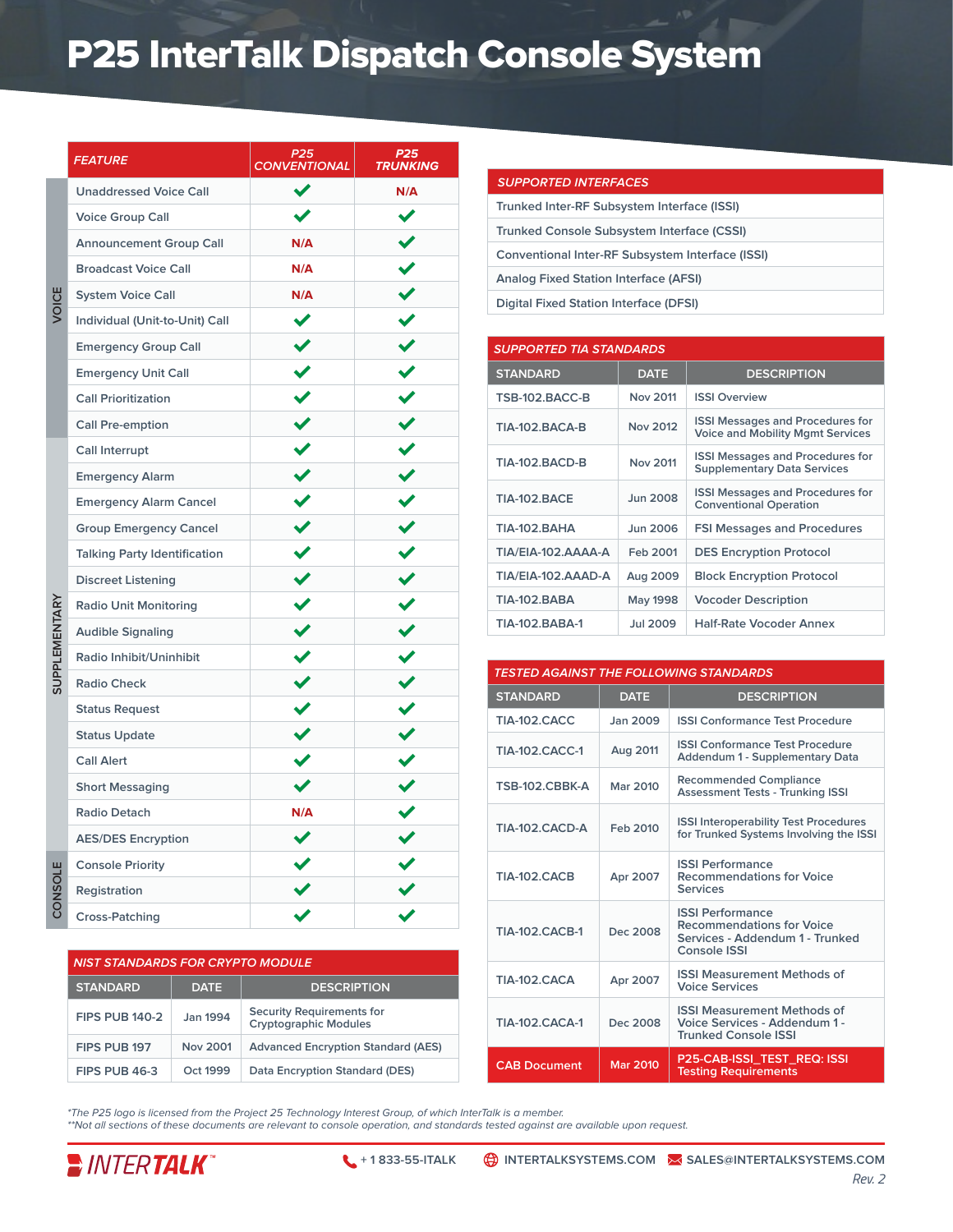# P25 InterTalk Dispatch Console System

| | FEATURE | P25 CONVENTIONAL | P25 TRUNKING |
|---|---|---|---|
| VOICE | Unaddressed Voice Call | ✔ | N/A |
| | Voice Group Call | ✔ | ✔ |
| | Announcement Group Call | N/A | ✔ |
| | Broadcast Voice Call | N/A | ✔ |
| | System Voice Call | N/A | ✔ |
| | Individual (Unit-to-Unit) Call | ✔ | ✔ |
| | Emergency Group Call | ✔ | ✔ |
| | Emergency Unit Call | ✔ | ✔ |
| | Call Prioritization | ✔ | ✔ |
| | Call Pre-emption | ✔ | ✔ |
| SUPPLEMENTARY | Call Interrupt | ✔ | ✔ |
| | Emergency Alarm | ✔ | ✔ |
| | Emergency Alarm Cancel | ✔ | ✔ |
| | Group Emergency Cancel | ✔ | ✔ |
| | Talking Party Identification | ✔ | ✔ |
| | Discreet Listening | ✔ | ✔ |
| | Radio Unit Monitoring | ✔ | ✔ |
| | Audible Signaling | ✔ | ✔ |
| | Radio Inhibit/Uninhibit | ✔ | ✔ |
| | Radio Check | ✔ | ✔ |
| | Status Request | ✔ | ✔ |
| | Status Update | ✔ | ✔ |
| | Call Alert | ✔ | ✔ |
| | Short Messaging | ✔ | ✔ |
| | Radio Detach | N/A | ✔ |
| | AES/DES Encryption | ✔ | ✔ |
| CONSOLE | Console Priority | ✔ | ✔ |
| | Registration | ✔ | ✔ |
| | Cross-Patching | ✔ | ✔ |

## NIST STANDARDS FOR CRYPTO MODULE

| STANDARD | DATE | DESCRIPTION |
|---|---|---|
| FIPS PUB 140-2 | Jan 1994 | Security Requirements for Cryptographic Modules |
| FIPS PUB 197 | Nov 2001 | Advanced Encryption Standard (AES) |
| FIPS PUB 46-3 | Oct 1999 | Data Encryption Standard (DES) |

## SUPPORTED INTERFACES

- Trunked Inter-RF Subsystem Interface (ISSI)
- Trunked Console Subsystem Interface (CSSI)
- Conventional Inter-RF Subsystem Interface (ISSI)
- Analog Fixed Station Interface (AFSI)
- Digital Fixed Station Interface (DFSI)

## SUPPORTED TIA STANDARDS

| STANDARD | DATE | DESCRIPTION |
|---|---|---|
| TSB-102.BACC-B | Nov 2011 | ISSI Overview |
| TIA-102.BACA-B | Nov 2012 | ISSI Messages and Procedures for Voice and Mobility Mgmt Services |
| TIA-102.BACD-B | Nov 2011 | ISSI Messages and Procedures for Supplementary Data Services |
| TIA-102.BACE | Jun 2008 | ISSI Messages and Procedures for Conventional Operation |
| TIA-102.BAHA | Jun 2006 | FSI Messages and Procedures |
| TIA/EIA-102.AAAA-A | Feb 2001 | DES Encryption Protocol |
| TIA/EIA-102.AAAD-A | Aug 2009 | Block Encryption Protocol |
| TIA-102.BABA | May 1998 | Vocoder Description |
| TIA-102.BABA-1 | Jul 2009 | Half-Rate Vocoder Annex |

## TESTED AGAINST THE FOLLOWING STANDARDS

| STANDARD | DATE | DESCRIPTION |
|---|---|---|
| TIA-102.CACC | Jan 2009 | ISSI Conformance Test Procedure |
| TIA-102.CACC-1 | Aug 2011 | ISSI Conformance Test Procedure Addendum 1 - Supplementary Data |
| TSB-102.CBBK-A | Mar 2010 | Recommended Compliance Assessment Tests - Trunking ISSI |
| TIA-102.CACD-A | Feb 2010 | ISSI Interoperability Test Procedures for Trunked Systems Involving the ISSI |
| TIA-102.CACB | Apr 2007 | ISSI Performance Recommendations for Voice Services |
| TIA-102.CACB-1 | Dec 2008 | ISSI Performance Recommendations for Voice Services - Addendum 1 - Trunked Console ISSI |
| TIA-102.CACA | Apr 2007 | ISSI Measurement Methods of Voice Services |
| TIA-102.CACA-1 | Dec 2008 | ISSI Measurement Methods of Voice Services - Addendum 1 - Trunked Console ISSI |
| CAB Document | Mar 2010 | P25-CAB-ISSI_TEST_REQ: ISSI Testing Requirements |

*\*The P25 logo is licensed from the Project 25 Technology Interest Group, of which InterTalk is a member.*
*\*\*Not all sections of these documents are relevant to console operation, and standards tested against are available upon request.*

INTERTALK™ + 1 833-55-ITALK INTERTALKSYSTEMS.COM SALES@INTERTALKSYSTEMS.COM

*Rev. 2*